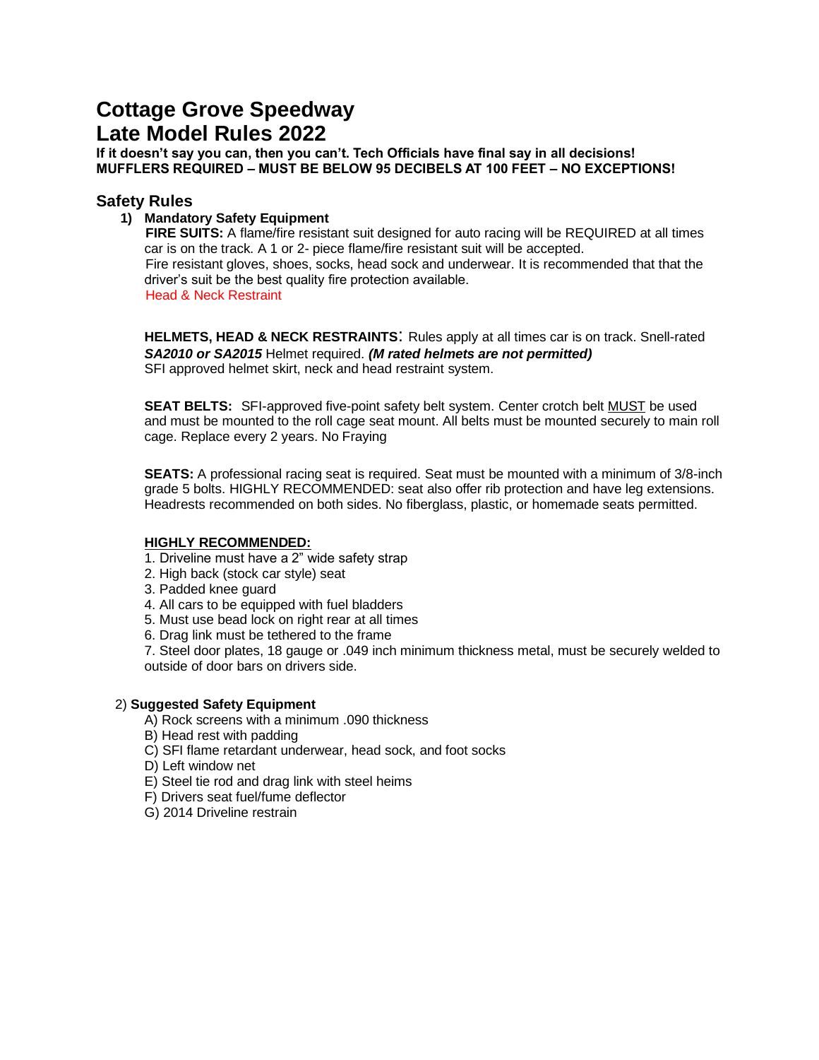# Cottage Grove Speedway
# Late Model Rules 2022

**If it doesn't say you can, then you can't. Tech Officials have final say in all decisions!**
**MUFFLERS REQUIRED – MUST BE BELOW 95 DECIBELS AT 100 FEET – NO EXCEPTIONS!**

## Safety Rules

### 1) Mandatory Safety Equipment

**FIRE SUITS:** A flame/fire resistant suit designed for auto racing will be REQUIRED at all times car is on the track. A 1 or 2- piece flame/fire resistant suit will be accepted.
Fire resistant gloves, shoes, socks, head sock and underwear. It is recommended that that the driver's suit be the best quality fire protection available.
Head & Neck Restraint

**HELMETS, HEAD & NECK RESTRAINTS**: Rules apply at all times car is on track. Snell-rated ***SA2010 or SA2015*** Helmet required. ***(M rated helmets are not permitted)***
SFI approved helmet skirt, neck and head restraint system.

**SEAT BELTS:** SFI-approved five-point safety belt system. Center crotch belt MUST be used and must be mounted to the roll cage seat mount. All belts must be mounted securely to main roll cage. Replace every 2 years. No Fraying

**SEATS:** A professional racing seat is required. Seat must be mounted with a minimum of 3/8-inch grade 5 bolts. HIGHLY RECOMMENDED: seat also offer rib protection and have leg extensions. Headrests recommended on both sides. No fiberglass, plastic, or homemade seats permitted.

**HIGHLY RECOMMENDED:**

1. Driveline must have a 2" wide safety strap
2. High back (stock car style) seat
3. Padded knee guard
4. All cars to be equipped with fuel bladders
5. Must use bead lock on right rear at all times
6. Drag link must be tethered to the frame
7. Steel door plates, 18 gauge or .049 inch minimum thickness metal, must be securely welded to outside of door bars on drivers side.

### 2) Suggested Safety Equipment

A) Rock screens with a minimum .090 thickness
B) Head rest with padding
C) SFI flame retardant underwear, head sock, and foot socks
D) Left window net
E) Steel tie rod and drag link with steel heims
F) Drivers seat fuel/fume deflector
G) 2014 Driveline restrain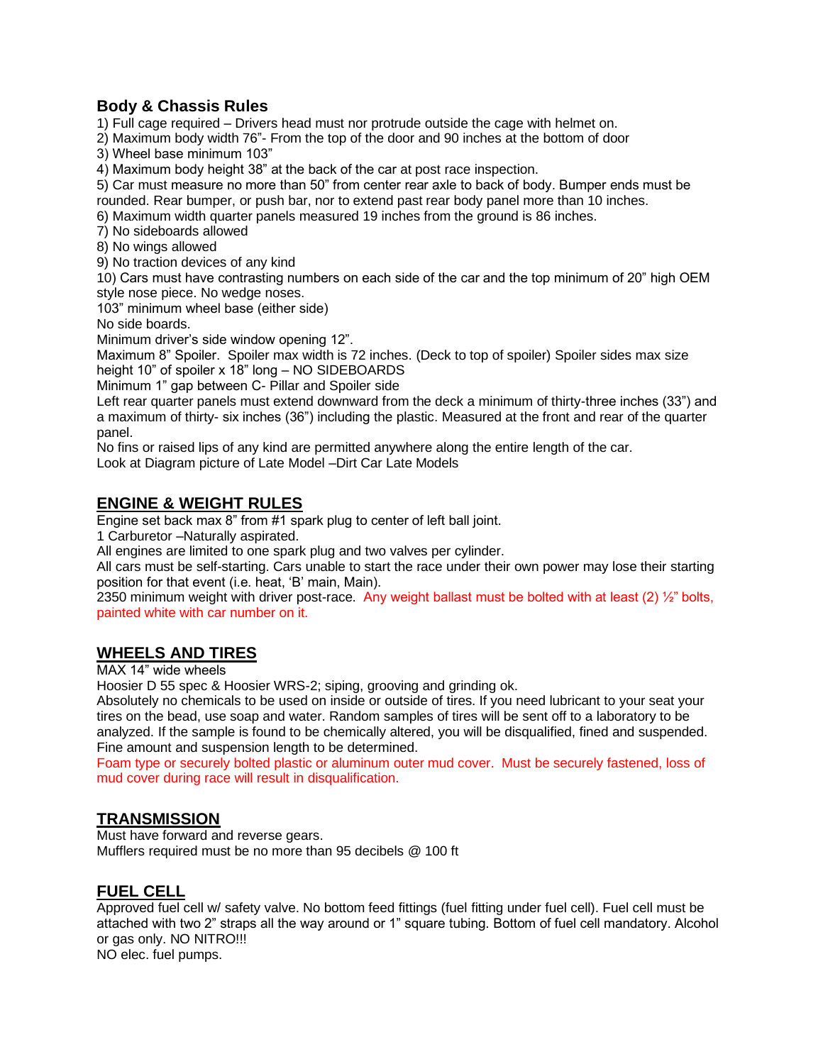## Body & Chassis Rules

1) Full cage required – Drivers head must nor protrude outside the cage with helmet on.
2) Maximum body width 76”- From the top of the door and 90 inches at the bottom of door
3) Wheel base minimum 103”
4) Maximum body height 38” at the back of the car at post race inspection.
5) Car must measure no more than 50” from center rear axle to back of body. Bumper ends must be rounded. Rear bumper, or push bar, nor to extend past rear body panel more than 10 inches.
6) Maximum width quarter panels measured 19 inches from the ground is 86 inches.
7) No sideboards allowed
8) No wings allowed
9) No traction devices of any kind
10) Cars must have contrasting numbers on each side of the car and the top minimum of 20” high OEM style nose piece. No wedge noses.

103” minimum wheel base (either side)

No side boards.

Minimum driver’s side window opening 12”.

Maximum 8” Spoiler. Spoiler max width is 72 inches. (Deck to top of spoiler) Spoiler sides max size height 10” of spoiler x 18” long – NO SIDEBOARDS

Minimum 1” gap between C- Pillar and Spoiler side

Left rear quarter panels must extend downward from the deck a minimum of thirty-three inches (33”) and a maximum of thirty- six inches (36”) including the plastic. Measured at the front and rear of the quarter panel.

No fins or raised lips of any kind are permitted anywhere along the entire length of the car.

Look at Diagram picture of Late Model –Dirt Car Late Models

## ENGINE & WEIGHT RULES

Engine set back max 8” from #1 spark plug to center of left ball joint.

1 Carburetor –Naturally aspirated.

All engines are limited to one spark plug and two valves per cylinder.

All cars must be self-starting. Cars unable to start the race under their own power may lose their starting position for that event (i.e. heat, ‘B’ main, Main).

2350 minimum weight with driver post-race. Any weight ballast must be bolted with at least (2) ½” bolts, painted white with car number on it.

## WHEELS AND TIRES

MAX 14” wide wheels

Hoosier D 55 spec & Hoosier WRS-2; siping, grooving and grinding ok.

Absolutely no chemicals to be used on inside or outside of tires. If you need lubricant to your seat your tires on the bead, use soap and water. Random samples of tires will be sent off to a laboratory to be analyzed. If the sample is found to be chemically altered, you will be disqualified, fined and suspended. Fine amount and suspension length to be determined.

Foam type or securely bolted plastic or aluminum outer mud cover. Must be securely fastened, loss of mud cover during race will result in disqualification.

## TRANSMISSION

Must have forward and reverse gears.

Mufflers required must be no more than 95 decibels @ 100 ft

## FUEL CELL

Approved fuel cell w/ safety valve. No bottom feed fittings (fuel fitting under fuel cell). Fuel cell must be attached with two 2” straps all the way around or 1” square tubing. Bottom of fuel cell mandatory. Alcohol or gas only. NO NITRO!!!

NO elec. fuel pumps.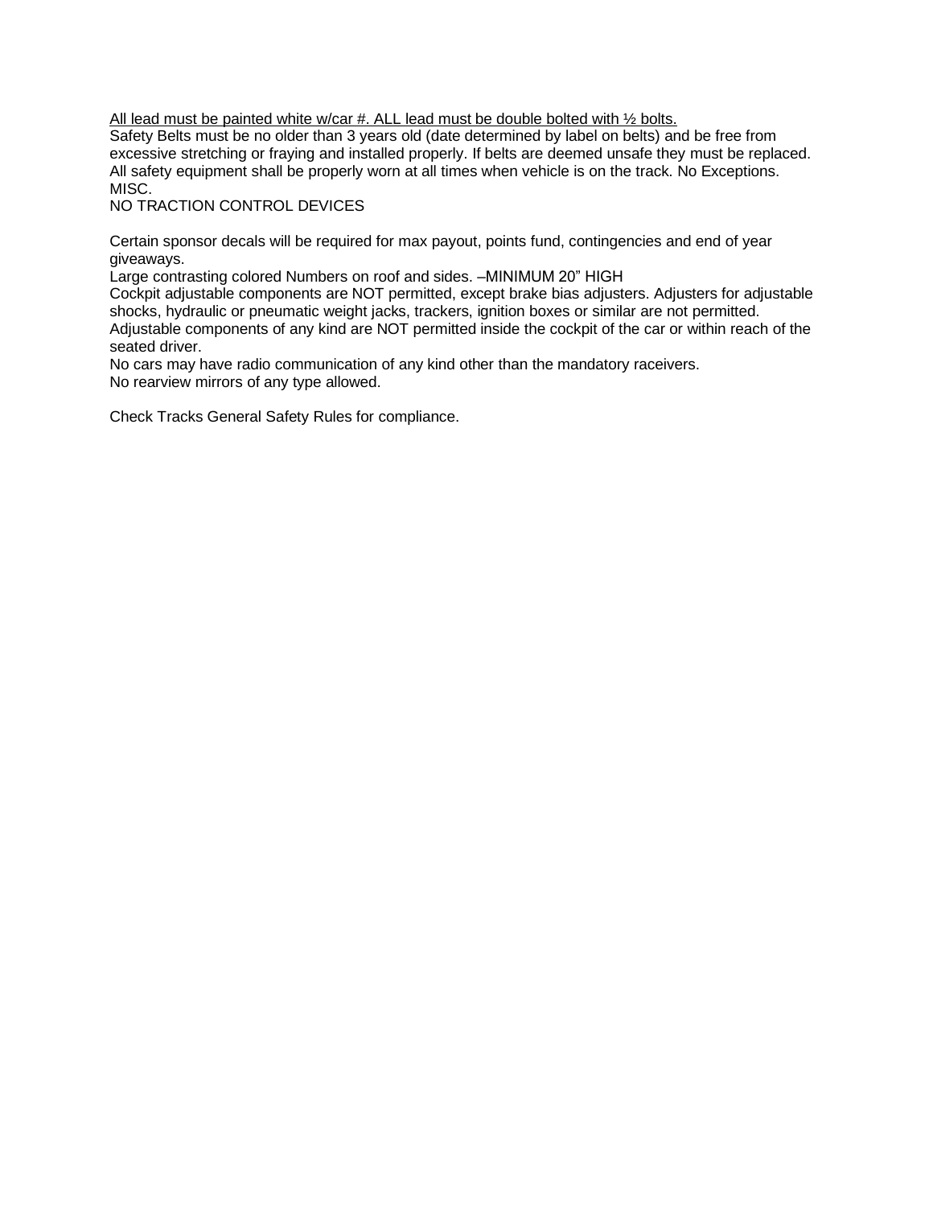<u>All lead must be painted white w/car #. ALL lead must be double bolted with ½ bolts.</u>
Safety Belts must be no older than 3 years old (date determined by label on belts) and be free from excessive stretching or fraying and installed properly. If belts are deemed unsafe they must be replaced.
All safety equipment shall be properly worn at all times when vehicle is on the track. No Exceptions.
MISC.
NO TRACTION CONTROL DEVICES

Certain sponsor decals will be required for max payout, points fund, contingencies and end of year giveaways.
Large contrasting colored Numbers on roof and sides. –MINIMUM 20" HIGH
Cockpit adjustable components are NOT permitted, except brake bias adjusters. Adjusters for adjustable shocks, hydraulic or pneumatic weight jacks, trackers, ignition boxes or similar are not permitted.
Adjustable components of any kind are NOT permitted inside the cockpit of the car or within reach of the seated driver.
No cars may have radio communication of any kind other than the mandatory raceivers.
No rearview mirrors of any type allowed.

Check Tracks General Safety Rules for compliance.